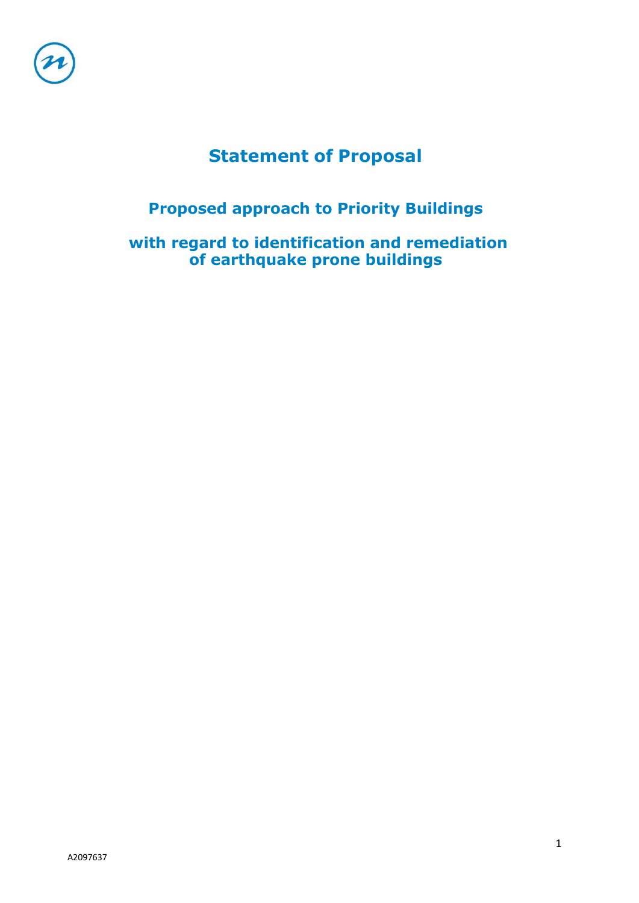# Statement of Proposal

## Proposed approach to Priority Buildings

## with regard to identification and remediation of earthquake prone buildings

A2097637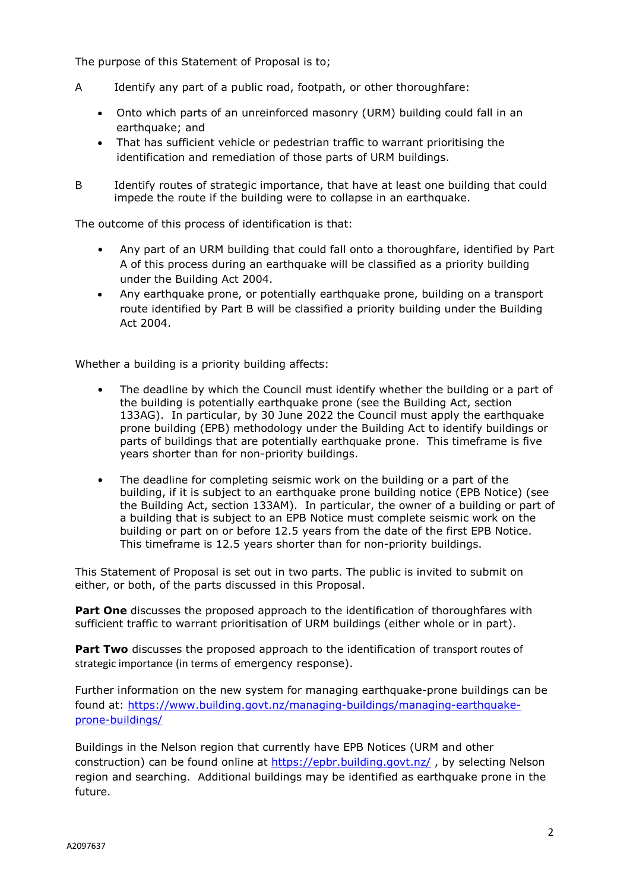The purpose of this Statement of Proposal is to;

A Identify any part of a public road, footpath, or other thoroughfare:

- Onto which parts of an unreinforced masonry (URM) building could fall in an earthquake; and
- That has sufficient vehicle or pedestrian traffic to warrant prioritising the identification and remediation of those parts of URM buildings.

B Identify routes of strategic importance, that have at least one building that could impede the route if the building were to collapse in an earthquake.

The outcome of this process of identification is that:

- Any part of an URM building that could fall onto a thoroughfare, identified by Part A of this process during an earthquake will be classified as a priority building under the Building Act 2004.
- Any earthquake prone, or potentially earthquake prone, building on a transport route identified by Part B will be classified a priority building under the Building Act 2004.

Whether a building is a priority building affects:

- The deadline by which the Council must identify whether the building or a part of the building is potentially earthquake prone (see the Building Act, section 133AG). In particular, by 30 June 2022 the Council must apply the earthquake prone building (EPB) methodology under the Building Act to identify buildings or parts of buildings that are potentially earthquake prone. This timeframe is five years shorter than for non-priority buildings.

- The deadline for completing seismic work on the building or a part of the building, if it is subject to an earthquake prone building notice (EPB Notice) (see the Building Act, section 133AM). In particular, the owner of a building or part of a building that is subject to an EPB Notice must complete seismic work on the building or part on or before 12.5 years from the date of the first EPB Notice. This timeframe is 12.5 years shorter than for non-priority buildings.

This Statement of Proposal is set out in two parts. The public is invited to submit on either, or both, of the parts discussed in this Proposal.

**Part One** discusses the proposed approach to the identification of thoroughfares with sufficient traffic to warrant prioritisation of URM buildings (either whole or in part).

**Part Two** discusses the proposed approach to the identification of transport routes of strategic importance (in terms of emergency response).

Further information on the new system for managing earthquake-prone buildings can be found at: [https://www.building.govt.nz/managing-buildings/managing-earthquake-prone-buildings/](https://www.building.govt.nz/managing-buildings/managing-earthquake-prone-buildings/)

Buildings in the Nelson region that currently have EPB Notices (URM and other construction) can be found online at [https://epbr.building.govt.nz/](https://epbr.building.govt.nz/) , by selecting Nelson region and searching. Additional buildings may be identified as earthquake prone in the future.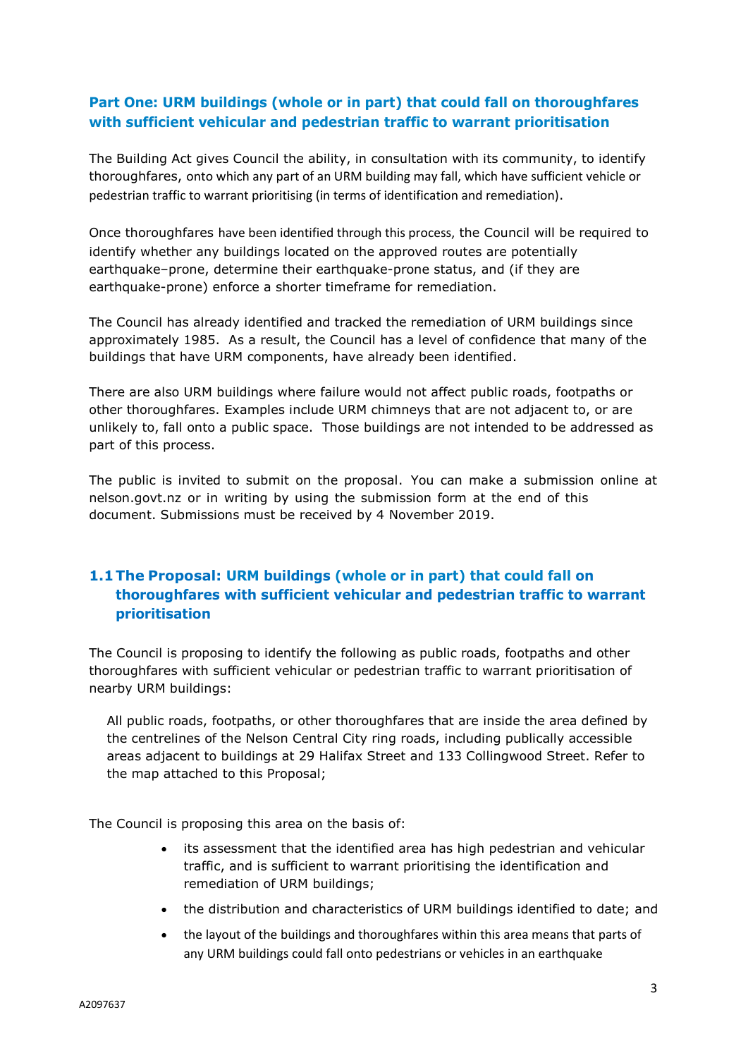## Part One: URM buildings (whole or in part) that could fall on thoroughfares with sufficient vehicular and pedestrian traffic to warrant prioritisation

The Building Act gives Council the ability, in consultation with its community, to identify thoroughfares, onto which any part of an URM building may fall, which have sufficient vehicle or pedestrian traffic to warrant prioritising (in terms of identification and remediation).

Once thoroughfares have been identified through this process, the Council will be required to identify whether any buildings located on the approved routes are potentially earthquake–prone, determine their earthquake-prone status, and (if they are earthquake-prone) enforce a shorter timeframe for remediation.

The Council has already identified and tracked the remediation of URM buildings since approximately 1985. As a result, the Council has a level of confidence that many of the buildings that have URM components, have already been identified.

There are also URM buildings where failure would not affect public roads, footpaths or other thoroughfares. Examples include URM chimneys that are not adjacent to, or are unlikely to, fall onto a public space. Those buildings are not intended to be addressed as part of this process.

The public is invited to submit on the proposal. You can make a submission online at nelson.govt.nz or in writing by using the submission form at the end of this document. Submissions must be received by 4 November 2019.

### 1.1 The Proposal: URM buildings (whole or in part) that could fall on thoroughfares with sufficient vehicular and pedestrian traffic to warrant prioritisation

The Council is proposing to identify the following as public roads, footpaths and other thoroughfares with sufficient vehicular or pedestrian traffic to warrant prioritisation of nearby URM buildings:

> All public roads, footpaths, or other thoroughfares that are inside the area defined by the centrelines of the Nelson Central City ring roads, including publically accessible areas adjacent to buildings at 29 Halifax Street and 133 Collingwood Street. Refer to the map attached to this Proposal;

The Council is proposing this area on the basis of:

- its assessment that the identified area has high pedestrian and vehicular traffic, and is sufficient to warrant prioritising the identification and remediation of URM buildings;
- the distribution and characteristics of URM buildings identified to date; and
- the layout of the buildings and thoroughfares within this area means that parts of any URM buildings could fall onto pedestrians or vehicles in an earthquake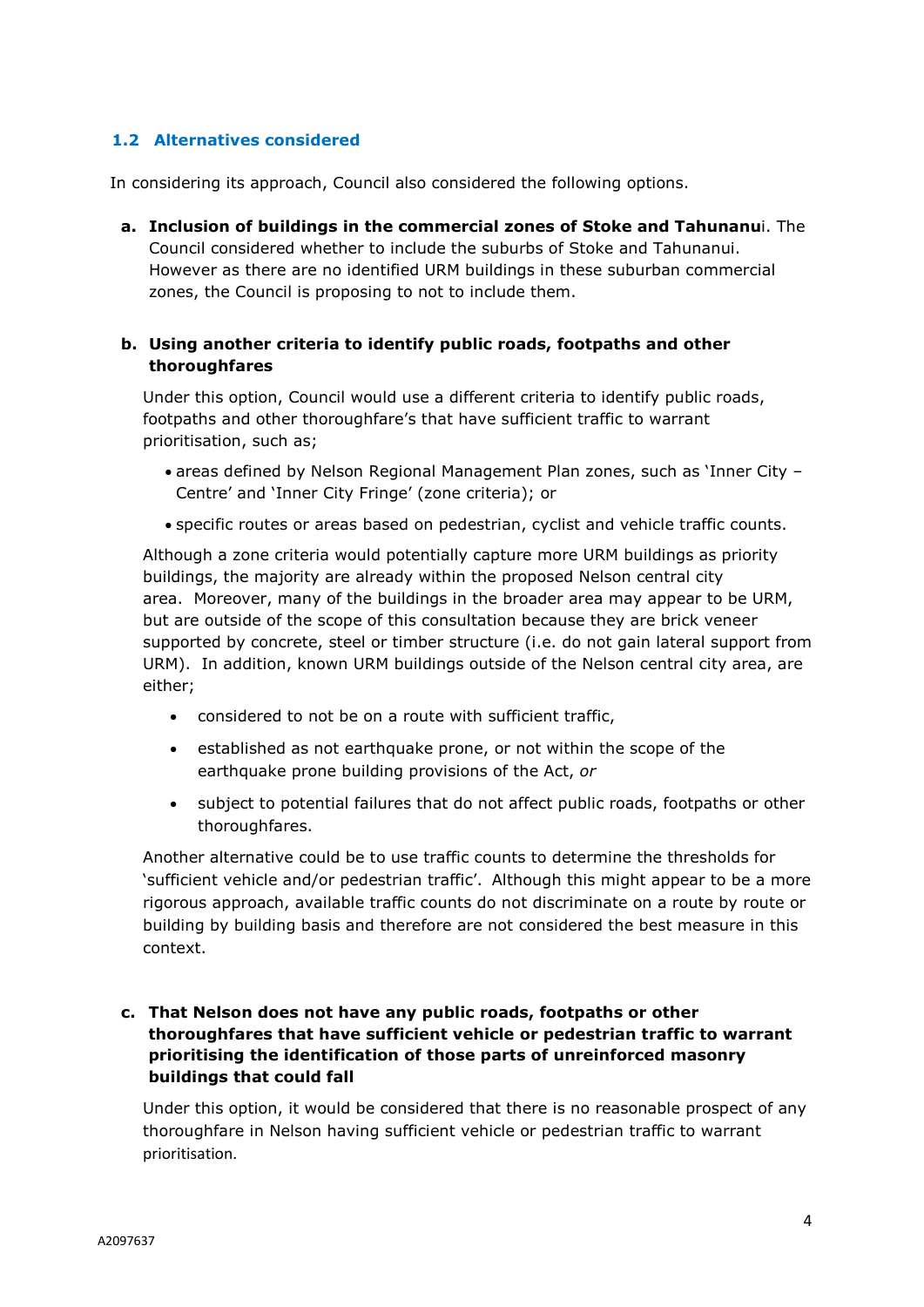### 1.2 Alternatives considered

In considering its approach, Council also considered the following options.

**a. Inclusion of buildings in the commercial zones of Stoke and Tahunanu**i. The Council considered whether to include the suburbs of Stoke and Tahunanui. However as there are no identified URM buildings in these suburban commercial zones, the Council is proposing to not include them.

**b. Using another criteria to identify public roads, footpaths and other thoroughfares**

Under this option, Council would use a different criteria to identify public roads, footpaths and other thoroughfare's that have sufficient traffic to warrant prioritisation, such as;

- areas defined by Nelson Regional Management Plan zones, such as 'Inner City – Centre' and 'Inner City Fringe' (zone criteria); or
- specific routes or areas based on pedestrian, cyclist and vehicle traffic counts.

Although a zone criteria would potentially capture more URM buildings as priority buildings, the majority are already within the proposed Nelson central city area. Moreover, many of the buildings in the broader area may appear to be URM, but are outside of the scope of this consultation because they are brick veneer supported by concrete, steel or timber structure (i.e. do not gain lateral support from URM). In addition, known URM buildings outside of the Nelson central city area, are either;

- considered to not be on a route with sufficient traffic,
- established as not earthquake prone, or not within the scope of the earthquake prone building provisions of the Act, *or*
- subject to potential failures that do not affect public roads, footpaths or other thoroughfares.

Another alternative could be to use traffic counts to determine the thresholds for 'sufficient vehicle and/or pedestrian traffic'. Although this might appear to be a more rigorous approach, available traffic counts do not discriminate on a route by route or building by building basis and therefore are not considered the best measure in this context.

**c. That Nelson does not have any public roads, footpaths or other thoroughfares that have sufficient vehicle or pedestrian traffic to warrant prioritising the identification of those parts of unreinforced masonry buildings that could fall**

Under this option, it would be considered that there is no reasonable prospect of any thoroughfare in Nelson having sufficient vehicle or pedestrian traffic to warrant prioritisation.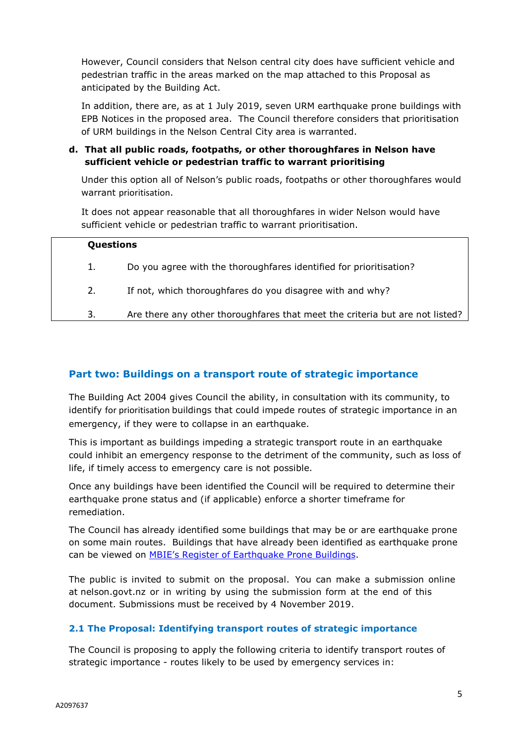However, Council considers that Nelson central city does have sufficient vehicle and pedestrian traffic in the areas marked on the map attached to this Proposal as anticipated by the Building Act.

In addition, there are, as at 1 July 2019, seven URM earthquake prone buildings with EPB Notices in the proposed area. The Council therefore considers that prioritisation of URM buildings in the Nelson Central City area is warranted.

**d. That all public roads, footpaths, or other thoroughfares in Nelson have sufficient vehicle or pedestrian traffic to warrant prioritising**

Under this option all of Nelson's public roads, footpaths or other thoroughfares would warrant prioritisation.

It does not appear reasonable that all thoroughfares in wider Nelson would have sufficient vehicle or pedestrian traffic to warrant prioritisation.

**Questions**

1. Do you agree with the thoroughfares identified for prioritisation?
2. If not, which thoroughfares do you disagree with and why?
3. Are there any other thoroughfares that meet the criteria but are not listed?

## Part two: Buildings on a transport route of strategic importance

The Building Act 2004 gives Council the ability, in consultation with its community, to identify for prioritisation buildings that could impede routes of strategic importance in an emergency, if they were to collapse in an earthquake.

This is important as buildings impeding a strategic transport route in an earthquake could inhibit an emergency response to the detriment of the community, such as loss of life, if timely access to emergency care is not possible.

Once any buildings have been identified the Council will be required to determine their earthquake prone status and (if applicable) enforce a shorter timeframe for remediation.

The Council has already identified some buildings that may be or are earthquake prone on some main routes. Buildings that have already been identified as earthquake prone can be viewed on [MBIE's Register of Earthquake Prone Buildings](MBIE's Register of Earthquake Prone Buildings).

The public is invited to submit on the proposal. You can make a submission online at nelson.govt.nz or in writing by using the submission form at the end of this document. Submissions must be received by 4 November 2019.

### 2.1 The Proposal: Identifying transport routes of strategic importance

The Council is proposing to apply the following criteria to identify transport routes of strategic importance - routes likely to be used by emergency services in: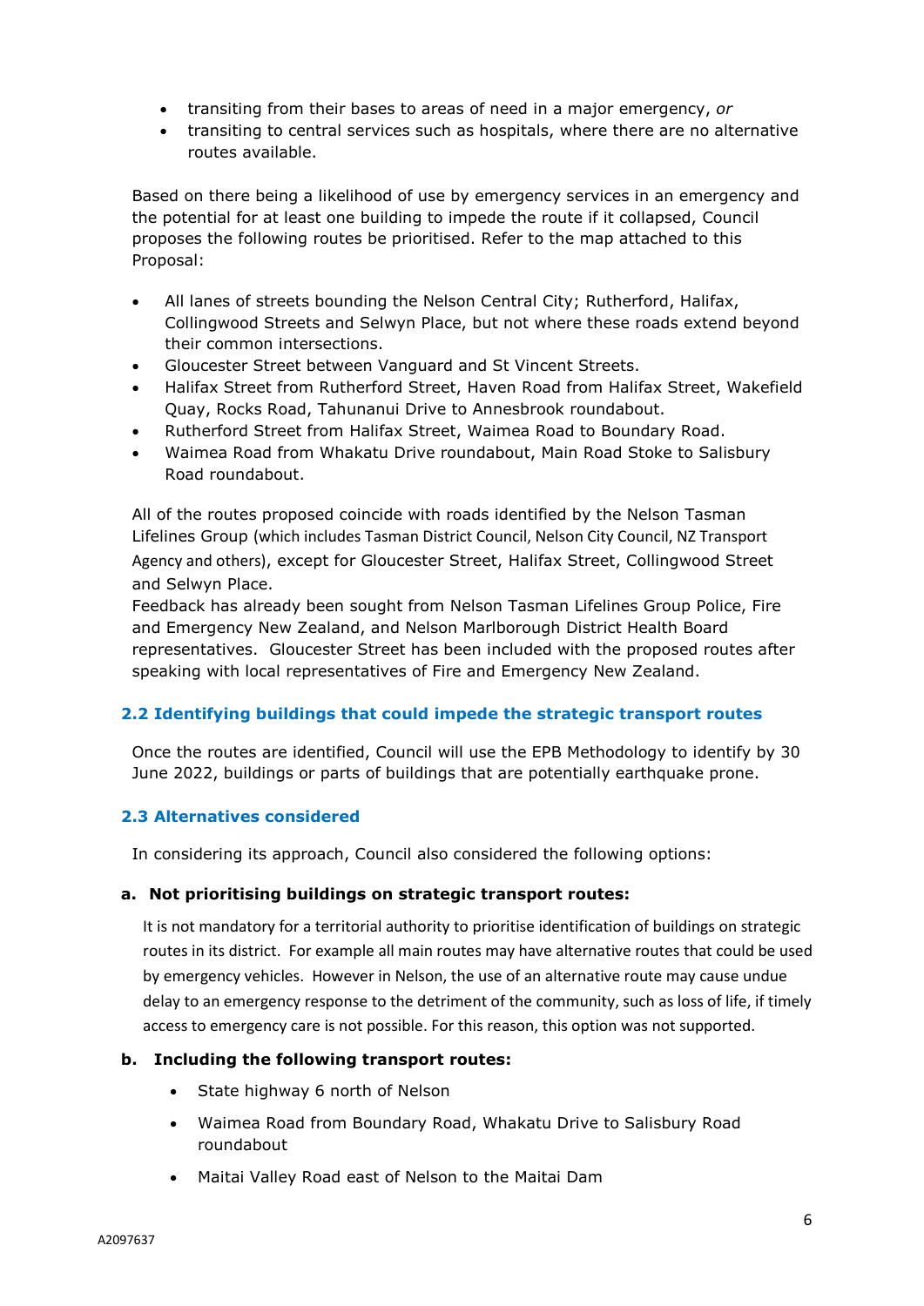- transiting from their bases to areas of need in a major emergency, *or*
- transiting to central services such as hospitals, where there are no alternative routes available.

Based on there being a likelihood of use by emergency services in an emergency and the potential for at least one building to impede the route if it collapsed, Council proposes the following routes be prioritised. Refer to the map attached to this Proposal:

- All lanes of streets bounding the Nelson Central City; Rutherford, Halifax, Collingwood Streets and Selwyn Place, but not where these roads extend beyond their common intersections.
- Gloucester Street between Vanguard and St Vincent Streets.
- Halifax Street from Rutherford Street, Haven Road from Halifax Street, Wakefield Quay, Rocks Road, Tahunanui Drive to Annesbrook roundabout.
- Rutherford Street from Halifax Street, Waimea Road to Boundary Road.
- Waimea Road from Whakatu Drive roundabout, Main Road Stoke to Salisbury Road roundabout.

All of the routes proposed coincide with roads identified by the Nelson Tasman Lifelines Group (which includes Tasman District Council, Nelson City Council, NZ Transport Agency and others), except for Gloucester Street, Halifax Street, Collingwood Street and Selwyn Place.
Feedback has already been sought from Nelson Tasman Lifelines Group Police, Fire and Emergency New Zealand, and Nelson Marlborough District Health Board representatives. Gloucester Street has been included with the proposed routes after speaking with local representatives of Fire and Emergency New Zealand.

### 2.2 Identifying buildings that could impede the strategic transport routes

Once the routes are identified, Council will use the EPB Methodology to identify by 30 June 2022, buildings or parts of buildings that are potentially earthquake prone.

### 2.3 Alternatives considered

In considering its approach, Council also considered the following options:

**a. Not prioritising buildings on strategic transport routes:**

It is not mandatory for a territorial authority to prioritise identification of buildings on strategic routes in its district. For example all main routes may have alternative routes that could be used by emergency vehicles. However in Nelson, the use of an alternative route may cause undue delay to an emergency response to the detriment of the community, such as loss of life, if timely access to emergency care is not possible. For this reason, this option was not supported.

**b. Including the following transport routes:**

- State highway 6 north of Nelson
- Waimea Road from Boundary Road, Whakatu Drive to Salisbury Road roundabout
- Maitai Valley Road east of Nelson to the Maitai Dam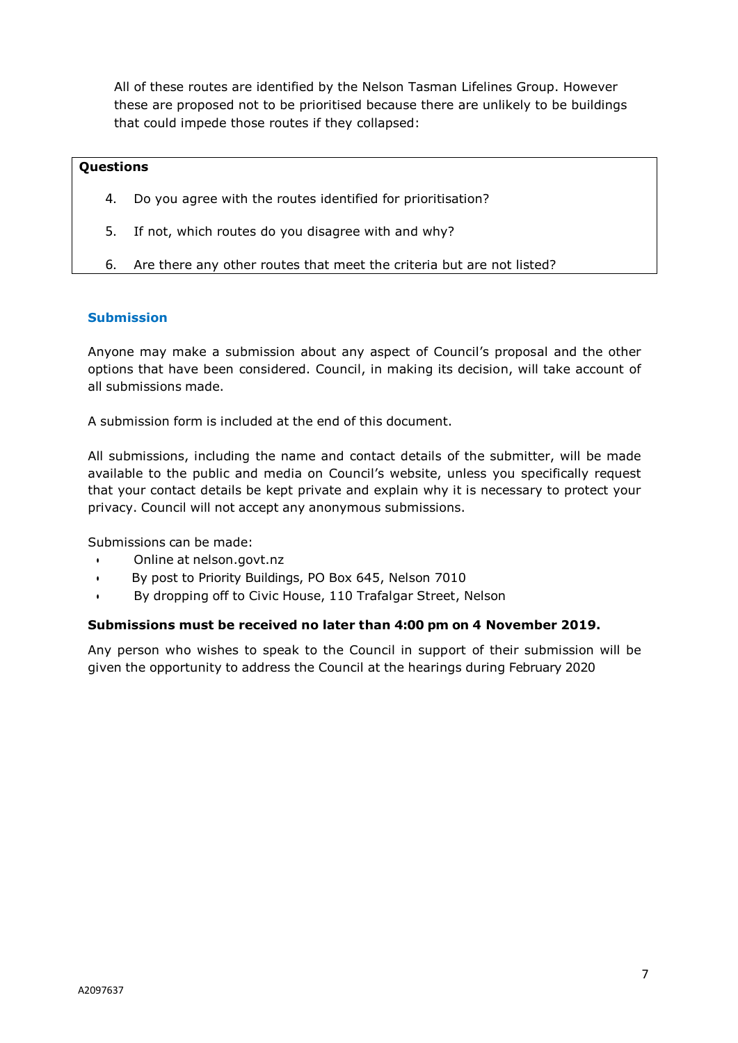All of these routes are identified by the Nelson Tasman Lifelines Group. However these are proposed not to be prioritised because there are unlikely to be buildings that could impede those routes if they collapsed:

**Questions**

4. Do you agree with the routes identified for prioritisation?
5. If not, which routes do you disagree with and why?
6. Are there any other routes that meet the criteria but are not listed?

## Submission

Anyone may make a submission about any aspect of Council's proposal and the other options that have been considered. Council, in making its decision, will take account of all submissions made.

A submission form is included at the end of this document.

All submissions, including the name and contact details of the submitter, will be made available to the public and media on Council's website, unless you specifically request that your contact details be kept private and explain why it is necessary to protect your privacy. Council will not accept any anonymous submissions.

Submissions can be made:

- Online at nelson.govt.nz
- By post to Priority Buildings, PO Box 645, Nelson 7010
- By dropping off to Civic House, 110 Trafalgar Street, Nelson

**Submissions must be received no later than 4:00 pm on 4 November 2019.**

Any person who wishes to speak to the Council in support of their submission will be given the opportunity to address the Council at the hearings during February 2020

A2097637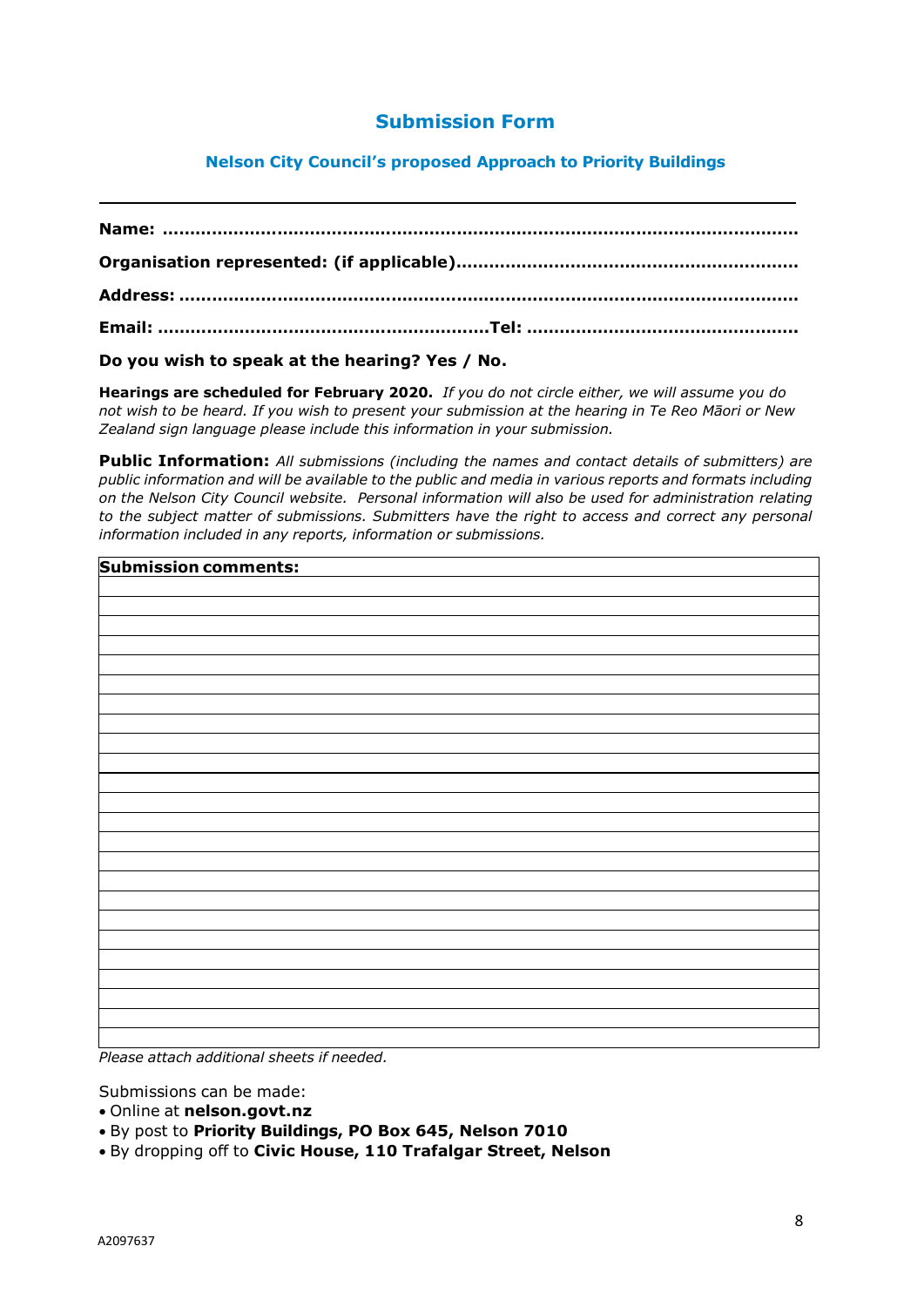# Submission Form

## Nelson City Council's proposed Approach to Priority Buildings

---

**Name: ....................................................................................................................**

**Organisation represented: (if applicable)............................................................**

**Address: ..............................................................................................................**

**Email: ..........................................................Tel: ................................................**

**Do you wish to speak at the hearing? Yes / No.**

**Hearings are scheduled for February 2020.** *If you do not circle either, we will assume you do not wish to be heard. If you wish to present your submission at the hearing in Te Reo Māori or New Zealand sign language please include this information in your submission.*

**Public Information:** *All submissions (including the names and contact details of submitters) are public information and will be available to the public and media in various reports and formats including on the Nelson City Council website. Personal information will also be used for administration relating to the subject matter of submissions. Submitters have the right to access and correct any personal information included in any reports, information or submissions.*

| Submission comments: |
| --- |
| |
| |
| |
| |
| |
| |
| |
| |
| |
| |
| |
| |
| |
| |
| |
| |
| |
| |
| |
| |
| |
| |
| |
| |

*Please attach additional sheets if needed.*

Submissions can be made:

- Online at **nelson.govt.nz**
- By post to **Priority Buildings, PO Box 645, Nelson 7010**
- By dropping off to **Civic House, 110 Trafalgar Street, Nelson**

A2097637